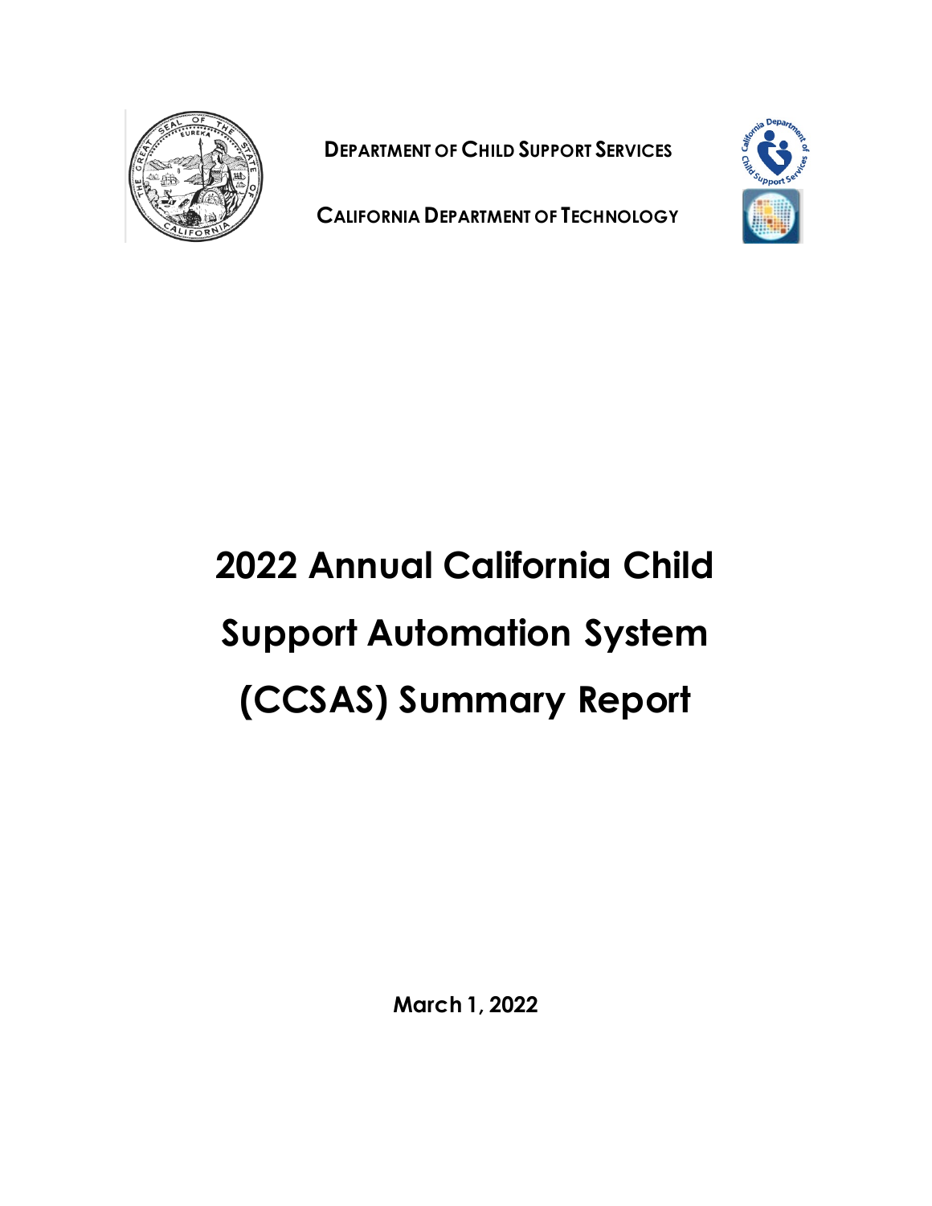**DEPARTMENT OF CHILD SUPPORT SERVICES**

**CALIFORNIA DEPARTMENT OF TECHNOLOGY**

# 2022 Annual California Child Support Automation System (CCSAS) Summary Report

**March 1, 2022**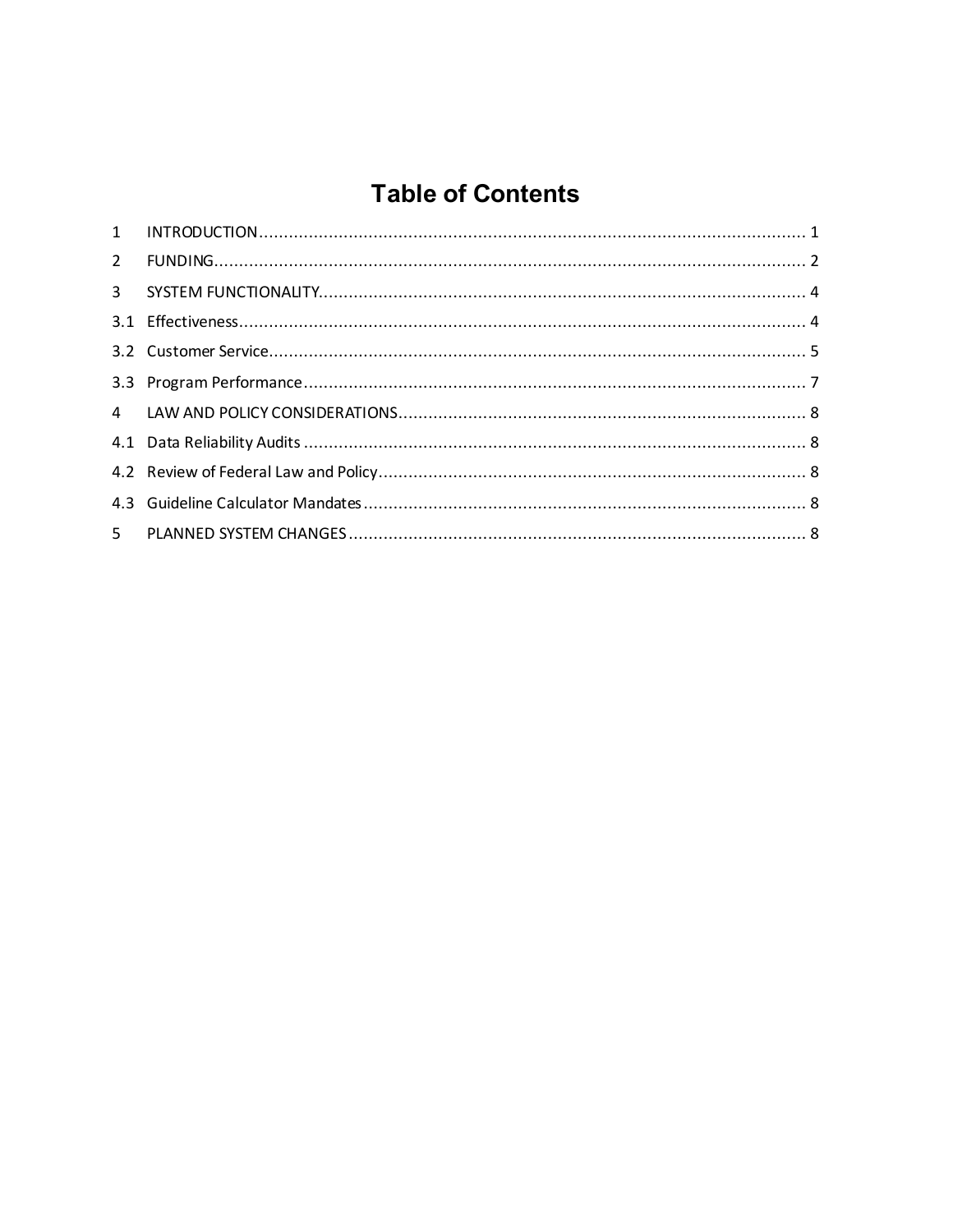# Table of Contents

1 INTRODUCTION ........................................................................................................ 1

2 FUNDING .................................................................................................................. 2

3 SYSTEM FUNCTIONALITY ....................................................................................... 4

3.1 Effectiveness ........................................................................................................... 4

3.2 Customer Service ..................................................................................................... 5

3.3 Program Performance .............................................................................................. 7

4 LAW AND POLICY CONSIDERATIONS .................................................................... 8

4.1 Data Reliability Audits .............................................................................................. 8

4.2 Review of Federal Law and Policy ............................................................................ 8

4.3 Guideline Calculator Mandates ................................................................................ 8

5 PLANNED SYSTEM CHANGES ................................................................................ 8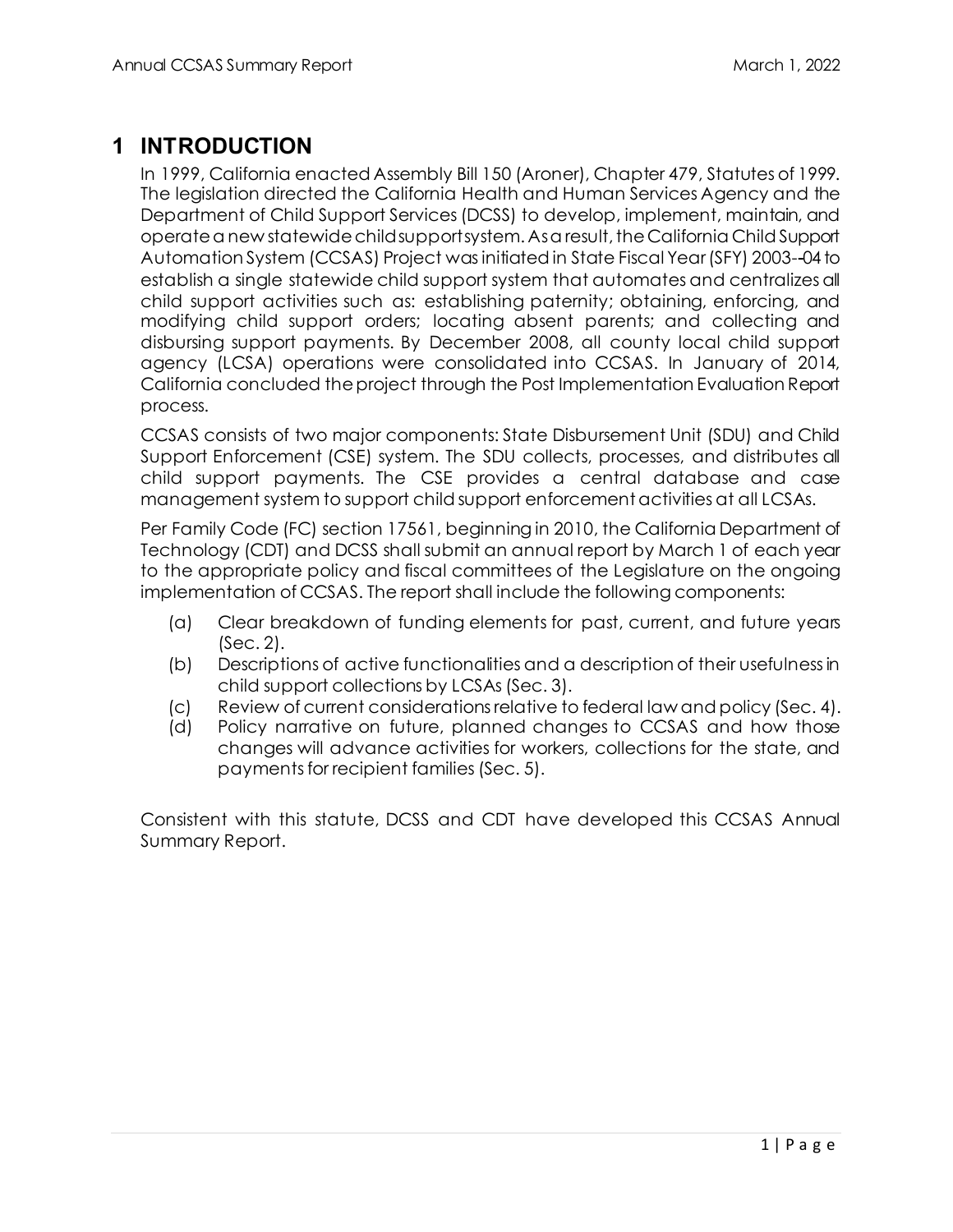# 1 INTRODUCTION

In 1999, California enacted Assembly Bill 150 (Aroner), Chapter 479, Statutes of 1999. The legislation directed the California Health and Human Services Agency and the Department of Child Support Services (DCSS) to develop, implement, maintain, and operate a new statewide child support system. As a result, the California Child Support Automation System (CCSAS) Project was initiated in State Fiscal Year (SFY) 2003--04 to establish a single statewide child support system that automates and centralizes all child support activities such as: establishing paternity; obtaining, enforcing, and modifying child support orders; locating absent parents; and collecting and disbursing support payments. By December 2008, all county local child support agency (LCSA) operations were consolidated into CCSAS. In January of 2014, California concluded the project through the Post Implementation Evaluation Report process.

CCSAS consists of two major components: State Disbursement Unit (SDU) and Child Support Enforcement (CSE) system. The SDU collects, processes, and distributes all child support payments. The CSE provides a central database and case management system to support child support enforcement activities at all LCSAs.

Per Family Code (FC) section 17561, beginning in 2010, the California Department of Technology (CDT) and DCSS shall submit an annual report by March 1 of each year to the appropriate policy and fiscal committees of the Legislature on the ongoing implementation of CCSAS. The report shall include the following components:

(a) Clear breakdown of funding elements for past, current, and future years (Sec. 2).
(b) Descriptions of active functionalities and a description of their usefulness in child support collections by LCSAs (Sec. 3).
(c) Review of current considerations relative to federal law and policy (Sec. 4).
(d) Policy narrative on future, planned changes to CCSAS and how those changes will advance activities for workers, collections for the state, and payments for recipient families (Sec. 5).

Consistent with this statute, DCSS and CDT have developed this CCSAS Annual Summary Report.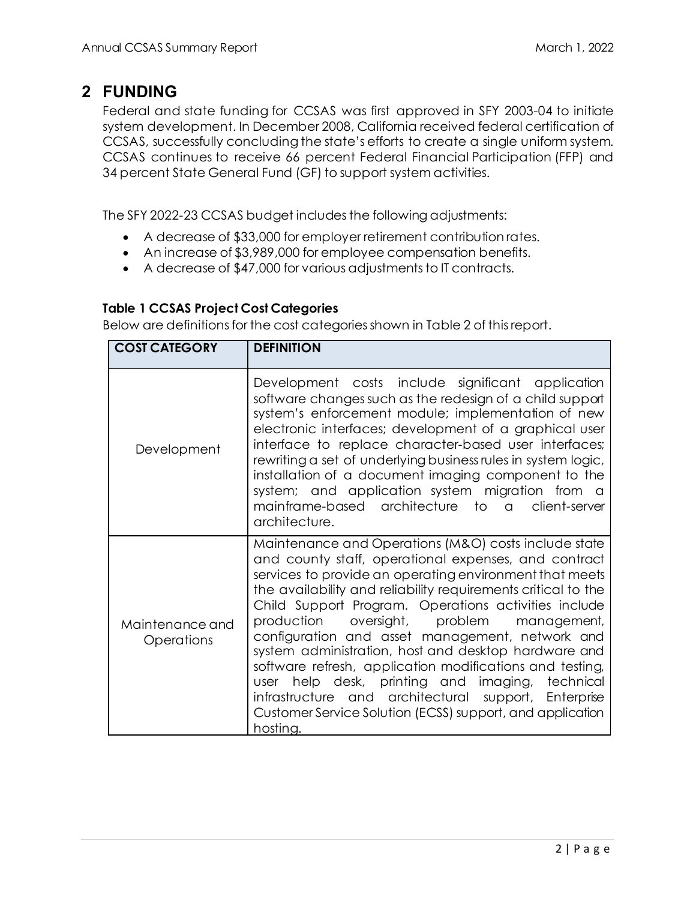# 2 FUNDING

Federal and state funding for CCSAS was first approved in SFY 2003-04 to initiate system development. In December 2008, California received federal certification of CCSAS, successfully concluding the state's efforts to create a single uniform system. CCSAS continues to receive 66 percent Federal Financial Participation (FFP) and 34 percent State General Fund (GF) to support system activities.

The SFY 2022-23 CCSAS budget includes the following adjustments:

- A decrease of $33,000 for employer retirement contribution rates.
- An increase of $3,989,000 for employee compensation benefits.
- A decrease of $47,000 for various adjustments to IT contracts.

### Table 1 CCSAS Project Cost Categories

Below are definitions for the cost categories shown in Table 2 of this report.

| COST CATEGORY | DEFINITION |
| --- | --- |
| Development | Development costs include significant application software changes such as the redesign of a child support system's enforcement module; implementation of new electronic interfaces; development of a graphical user interface to replace character-based user interfaces; rewriting a set of underlying business rules in system logic, installation of a document imaging component to the system; and application system migration from a mainframe-based architecture to a client-server architecture. |
| Maintenance and Operations | Maintenance and Operations (M&O) costs include state and county staff, operational expenses, and contract services to provide an operating environment that meets the availability and reliability requirements critical to the Child Support Program. Operations activities include production oversight, problem management, configuration and asset management, network and system administration, host and desktop hardware and software refresh, application modifications and testing, user help desk, printing and imaging, technical infrastructure and architectural support, Enterprise Customer Service Solution (ECSS) support, and application hosting. |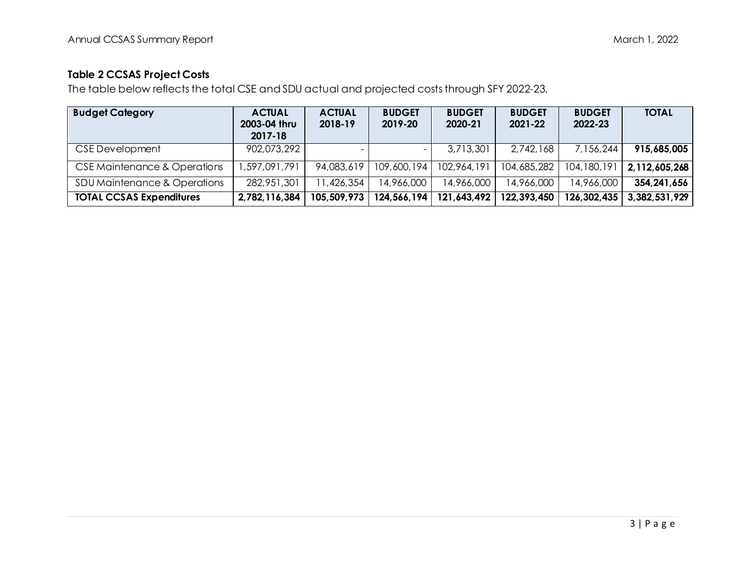**Table 2 CCSAS Project Costs**

The table below reflects the total CSE and SDU actual and projected costs through SFY 2022-23.

| Budget Category | ACTUAL 2003-04 thru 2017-18 | ACTUAL 2018-19 | BUDGET 2019-20 | BUDGET 2020-21 | BUDGET 2021-22 | BUDGET 2022-23 | TOTAL |
|---|---|---|---|---|---|---|---|
| CSE Development | 902,073,292 | - | - | 3,713,301 | 2,742,168 | 7,156,244 | **915,685,005** |
| CSE Maintenance & Operations | 1,597,091,791 | 94,083,619 | 109,600,194 | 102,964,191 | 104,685,282 | 104,180,191 | **2,112,605,268** |
| SDU Maintenance & Operations | 282,951,301 | 11,426,354 | 14,966,000 | 14,966,000 | 14,966,000 | 14,966,000 | **354,241,656** |
| **TOTAL CCSAS Expenditures** | **2,782,116,384** | **105,509,973** | **124,566,194** | **121,643,492** | **122,393,450** | **126,302,435** | **3,382,531,929** |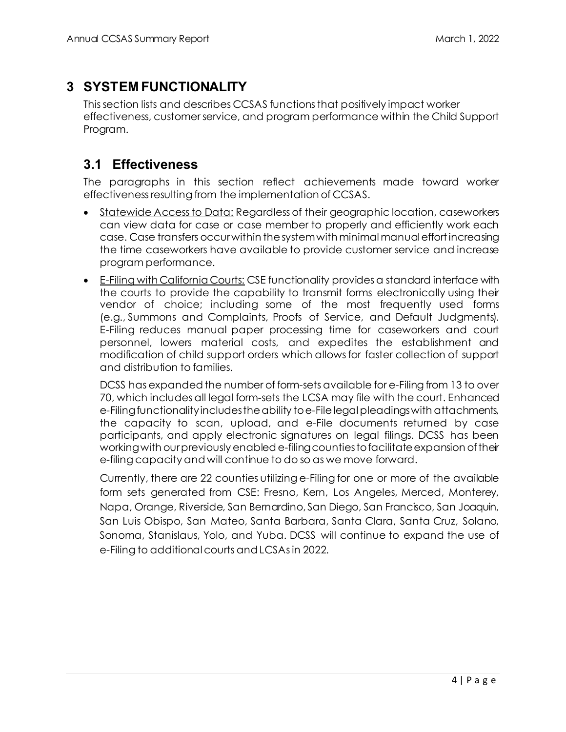# 3 SYSTEM FUNCTIONALITY

This section lists and describes CCSAS functions that positively impact worker effectiveness, customer service, and program performance within the Child Support Program.

## 3.1 Effectiveness

The paragraphs in this section reflect achievements made toward worker effectiveness resulting from the implementation of CCSAS.

- Statewide Access to Data: Regardless of their geographic location, caseworkers can view data for case or case member to properly and efficiently work each case. Case transfers occur within the system with minimal manual effort increasing the time caseworkers have available to provide customer service and increase program performance.
- E-Filing with California Courts: CSE functionality provides a standard interface with the courts to provide the capability to transmit forms electronically using their vendor of choice; including some of the most frequently used forms (e.g., Summons and Complaints, Proofs of Service, and Default Judgments). E-Filing reduces manual paper processing time for caseworkers and court personnel, lowers material costs, and expedites the establishment and modification of child support orders which allows for faster collection of support and distribution to families.

  DCSS has expanded the number of form-sets available for e-Filing from 13 to over 70, which includes all legal form-sets the LCSA may file with the court. Enhanced e-Filing functionality includes the ability to e-File legal pleadings with attachments, the capacity to scan, upload, and e-File documents returned by case participants, and apply electronic signatures on legal filings. DCSS has been working with our previously enabled e-filing counties to facilitate expansion of their e-filing capacity and will continue to do so as we move forward.

  Currently, there are 22 counties utilizing e-Filing for one or more of the available form sets generated from CSE: Fresno, Kern, Los Angeles, Merced, Monterey, Napa, Orange, Riverside, San Bernardino, San Diego, San Francisco, San Joaquin, San Luis Obispo, San Mateo, Santa Barbara, Santa Clara, Santa Cruz, Solano, Sonoma, Stanislaus, Yolo, and Yuba. DCSS will continue to expand the use of e-Filing to additional courts and LCSAs in 2022.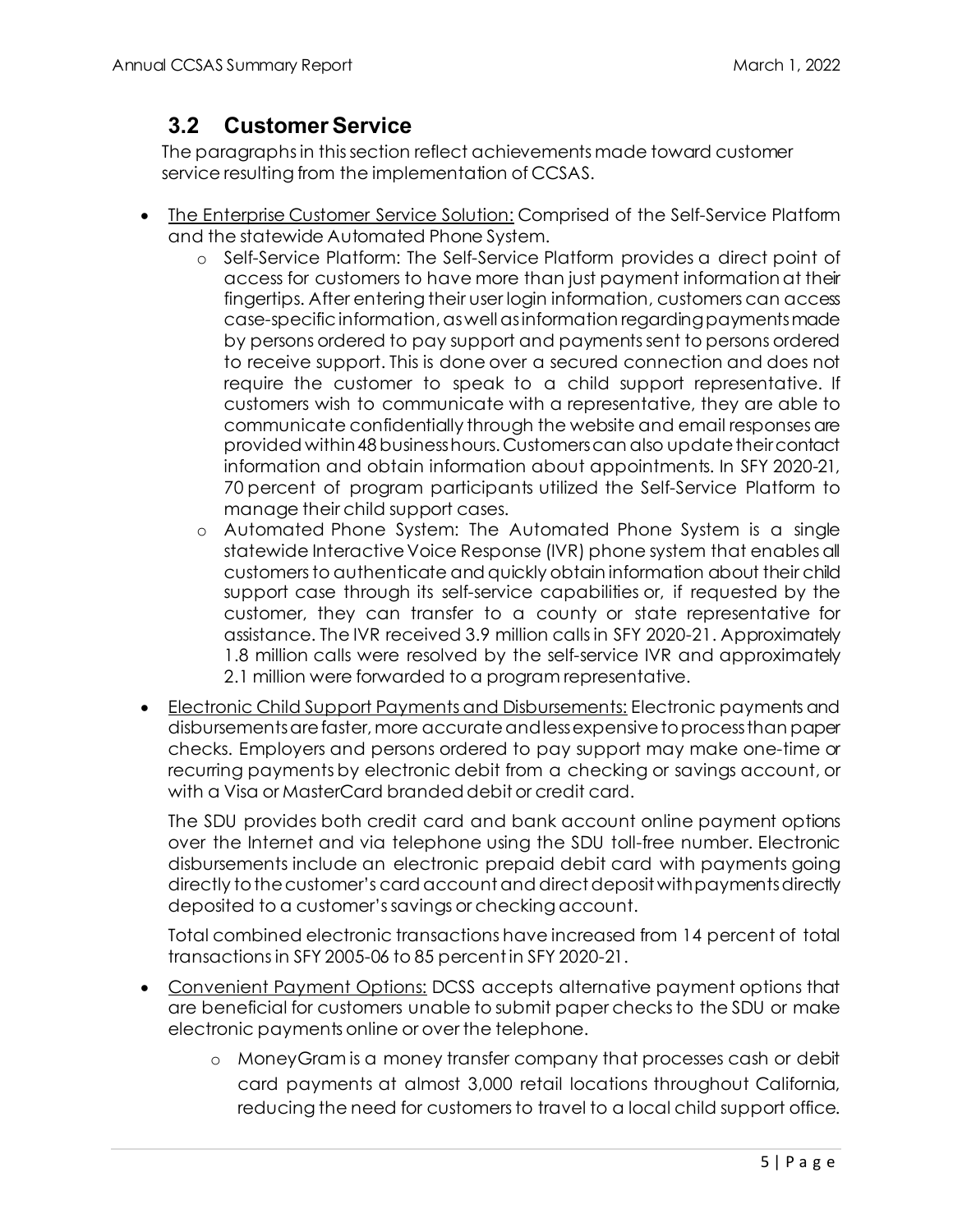## 3.2 Customer Service

The paragraphs in this section reflect achievements made toward customer service resulting from the implementation of CCSAS.

- The Enterprise Customer Service Solution: Comprised of the Self-Service Platform and the statewide Automated Phone System.
    - Self-Service Platform: The Self-Service Platform provides a direct point of access for customers to have more than just payment information at their fingertips. After entering their user login information, customers can access case-specific information, as well as information regarding payments made by persons ordered to pay support and payments sent to persons ordered to receive support. This is done over a secured connection and does not require the customer to speak to a child support representative. If customers wish to communicate with a representative, they are able to communicate confidentially through the website and email responses are provided within 48 business hours. Customers can also update their contact information and obtain information about appointments. In SFY 2020-21, 70 percent of program participants utilized the Self-Service Platform to manage their child support cases.
    - Automated Phone System: The Automated Phone System is a single statewide Interactive Voice Response (IVR) phone system that enables all customers to authenticate and quickly obtain information about their child support case through its self-service capabilities or, if requested by the customer, they can transfer to a county or state representative for assistance. The IVR received 3.9 million calls in SFY 2020-21. Approximately 1.8 million calls were resolved by the self-service IVR and approximately 2.1 million were forwarded to a program representative.
- Electronic Child Support Payments and Disbursements: Electronic payments and disbursements are faster, more accurate and less expensive to process than paper checks. Employers and persons ordered to pay support may make one-time or recurring payments by electronic debit from a checking or savings account, or with a Visa or MasterCard branded debit or credit card.

  The SDU provides both credit card and bank account online payment options over the Internet and via telephone using the SDU toll-free number. Electronic disbursements include an electronic prepaid debit card with payments going directly to the customer's card account and direct deposit with payments directly deposited to a customer's savings or checking account.

  Total combined electronic transactions have increased from 14 percent of total transactions in SFY 2005-06 to 85 percent in SFY 2020-21.
- Convenient Payment Options: DCSS accepts alternative payment options that are beneficial for customers unable to submit paper checks to the SDU or make electronic payments online or over the telephone.
    - MoneyGram is a money transfer company that processes cash or debit card payments at almost 3,000 retail locations throughout California, reducing the need for customers to travel to a local child support office.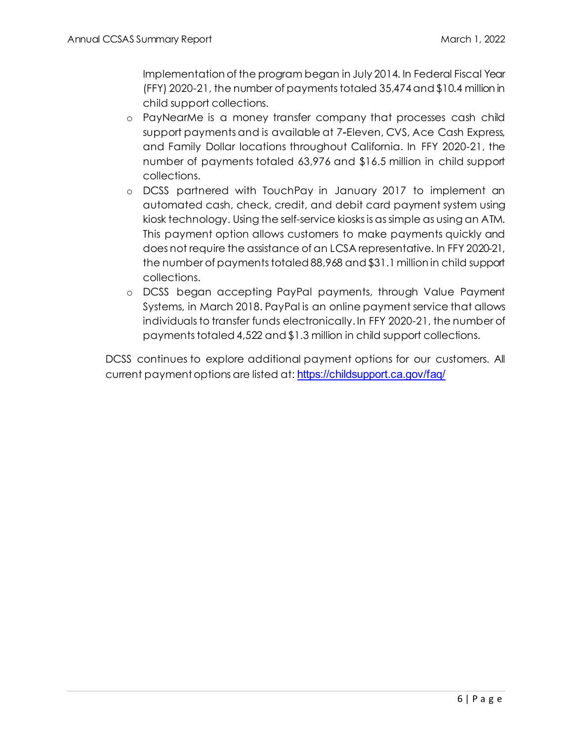Implementation of the program began in July 2014. In Federal Fiscal Year (FFY) 2020-21, the number of payments totaled 35,474 and $10.4 million in child support collections.

- PayNearMe is a money transfer company that processes cash child support payments and is available at 7-Eleven, CVS, Ace Cash Express, and Family Dollar locations throughout California. In FFY 2020-21, the number of payments totaled 63,976 and $16.5 million in child support collections.
- DCSS partnered with TouchPay in January 2017 to implement an automated cash, check, credit, and debit card payment system using kiosk technology. Using the self-service kiosks is as simple as using an ATM. This payment option allows customers to make payments quickly and does not require the assistance of an LCSA representative. In FFY 2020-21, the number of payments totaled 88,968 and $31.1 million in child support collections.
- DCSS began accepting PayPal payments, through Value Payment Systems, in March 2018. PayPal is an online payment service that allows individuals to transfer funds electronically. In FFY 2020-21, the number of payments totaled 4,522 and $1.3 million in child support collections.

DCSS continues to explore additional payment options for our customers. All current payment options are listed at: https://childsupport.ca.gov/faq/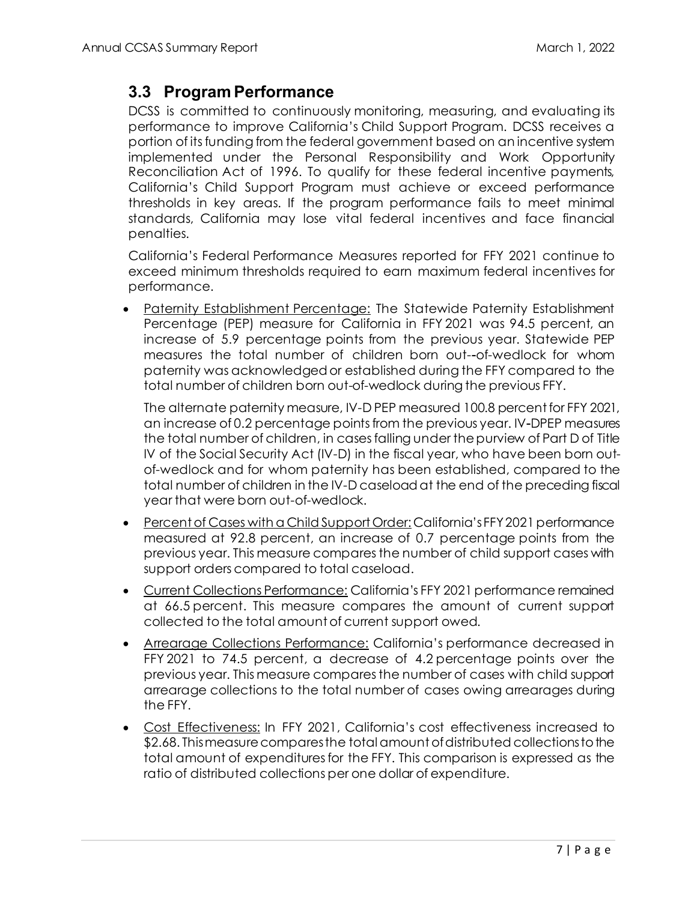## 3.3 Program Performance

DCSS is committed to continuously monitoring, measuring, and evaluating its performance to improve California's Child Support Program. DCSS receives a portion of its funding from the federal government based on an incentive system implemented under the Personal Responsibility and Work Opportunity Reconciliation Act of 1996. To qualify for these federal incentive payments, California's Child Support Program must achieve or exceed performance thresholds in key areas. If the program performance fails to meet minimal standards, California may lose vital federal incentives and face financial penalties.

California's Federal Performance Measures reported for FFY 2021 continue to exceed minimum thresholds required to earn maximum federal incentives for performance.

- Paternity Establishment Percentage: The Statewide Paternity Establishment Percentage (PEP) measure for California in FFY 2021 was 94.5 percent, an increase of 5.9 percentage points from the previous year. Statewide PEP measures the total number of children born out--of-wedlock for whom paternity was acknowledged or established during the FFY compared to the total number of children born out-of-wedlock during the previous FFY.

  The alternate paternity measure, IV-D PEP measured 100.8 percent for FFY 2021, an increase of 0.2 percentage points from the previous year. IV-DPEP measures the total number of children, in cases falling under the purview of Part D of Title IV of the Social Security Act (IV-D) in the fiscal year, who have been born out-of-wedlock and for whom paternity has been established, compared to the total number of children in the IV-D caseload at the end of the preceding fiscal year that were born out-of-wedlock.

- Percent of Cases with a Child Support Order: California's FFY 2021 performance measured at 92.8 percent, an increase of 0.7 percentage points from the previous year. This measure compares the number of child support cases with support orders compared to total caseload.
- Current Collections Performance: California's FFY 2021 performance remained at 66.5 percent. This measure compares the amount of current support collected to the total amount of current support owed.
- Arrearage Collections Performance: California's performance decreased in FFY 2021 to 74.5 percent, a decrease of 4.2 percentage points over the previous year. This measure compares the number of cases with child support arrearage collections to the total number of cases owing arrearages during the FFY.
- Cost Effectiveness: In FFY 2021, California's cost effectiveness increased to $2.68. This measure compares the total amount of distributed collections to the total amount of expenditures for the FFY. This comparison is expressed as the ratio of distributed collections per one dollar of expenditure.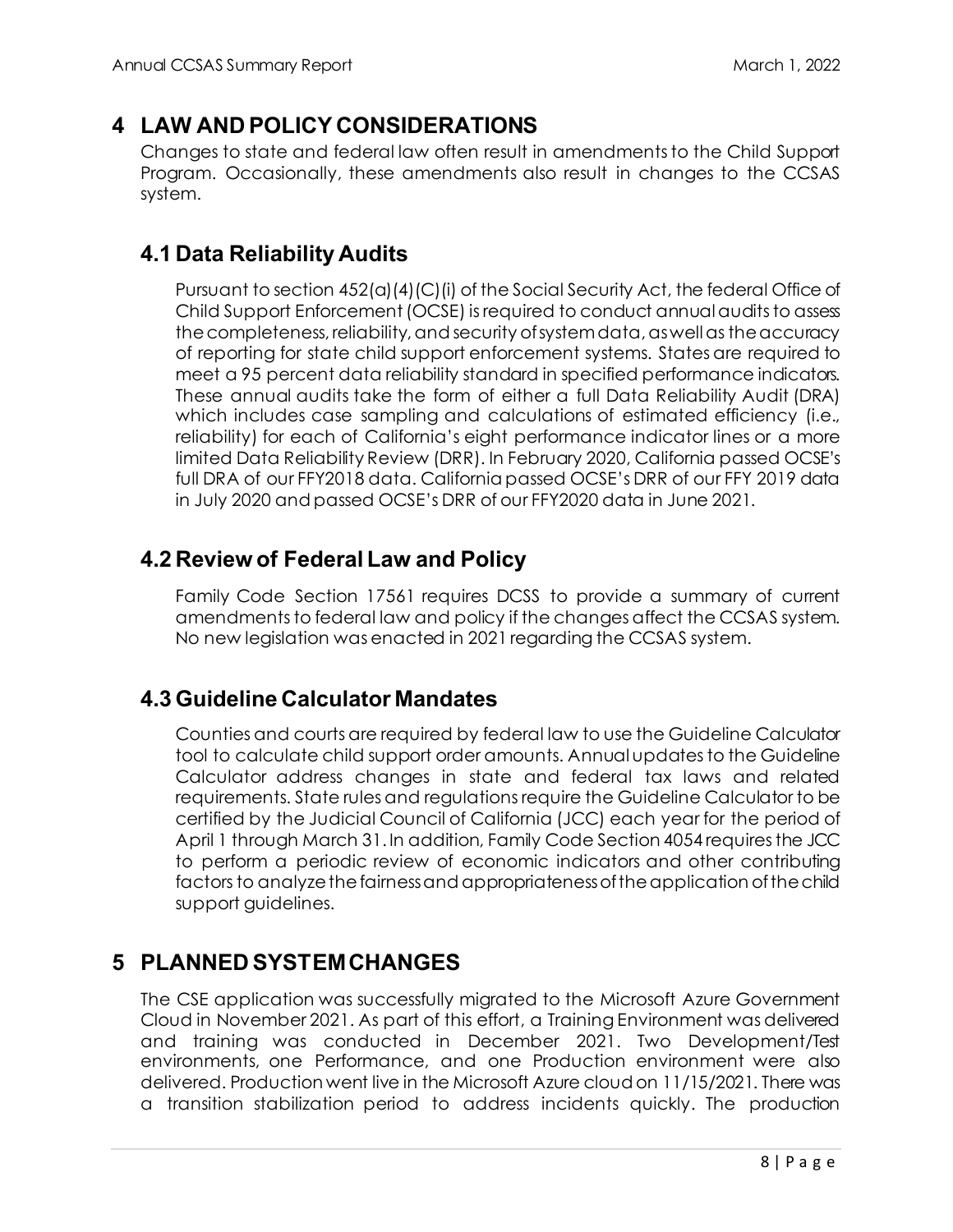# 4 LAW AND POLICY CONSIDERATIONS

Changes to state and federal law often result in amendments to the Child Support Program. Occasionally, these amendments also result in changes to the CCSAS system.

## 4.1 Data Reliability Audits

Pursuant to section 452(a)(4)(C)(i) of the Social Security Act, the federal Office of Child Support Enforcement (OCSE) is required to conduct annual audits to assess the completeness, reliability, and security of system data, as well as the accuracy of reporting for state child support enforcement systems. States are required to meet a 95 percent data reliability standard in specified performance indicators. These annual audits take the form of either a full Data Reliability Audit (DRA) which includes case sampling and calculations of estimated efficiency (i.e., reliability) for each of California's eight performance indicator lines or a more limited Data Reliability Review (DRR). In February 2020, California passed OCSE's full DRA of our FFY2018 data. California passed OCSE's DRR of our FFY 2019 data in July 2020 and passed OCSE's DRR of our FFY2020 data in June 2021.

## 4.2 Review of Federal Law and Policy

Family Code Section 17561 requires DCSS to provide a summary of current amendments to federal law and policy if the changes affect the CCSAS system. No new legislation was enacted in 2021 regarding the CCSAS system.

## 4.3 Guideline Calculator Mandates

Counties and courts are required by federal law to use the Guideline Calculator tool to calculate child support order amounts. Annual updates to the Guideline Calculator address changes in state and federal tax laws and related requirements. State rules and regulations require the Guideline Calculator to be certified by the Judicial Council of California (JCC) each year for the period of April 1 through March 31. In addition, Family Code Section 4054 requires the JCC to perform a periodic review of economic indicators and other contributing factors to analyze the fairness and appropriateness of the application of the child support guidelines.

# 5 PLANNED SYSTEM CHANGES

The CSE application was successfully migrated to the Microsoft Azure Government Cloud in November 2021. As part of this effort, a Training Environment was delivered and training was conducted in December 2021. Two Development/Test environments, one Performance, and one Production environment were also delivered. Production went live in the Microsoft Azure cloud on 11/15/2021. There was a transition stabilization period to address incidents quickly. The production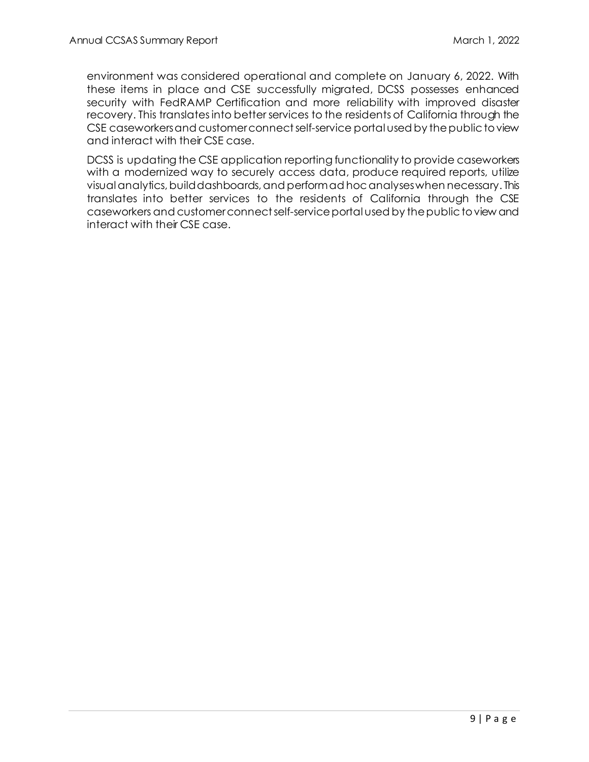environment was considered operational and complete on January 6, 2022. With these items in place and CSE successfully migrated, DCSS possesses enhanced security with FedRAMP Certification and more reliability with improved disaster recovery. This translates into better services to the residents of California through the CSE caseworkers and customer connect self-service portal used by the public to view and interact with their CSE case.

DCSS is updating the CSE application reporting functionality to provide caseworkers with a modernized way to securely access data, produce required reports, utilize visual analytics, build dashboards, and perform ad hoc analyses when necessary. This translates into better services to the residents of California through the CSE caseworkers and customer connect self-service portal used by the public to view and interact with their CSE case.